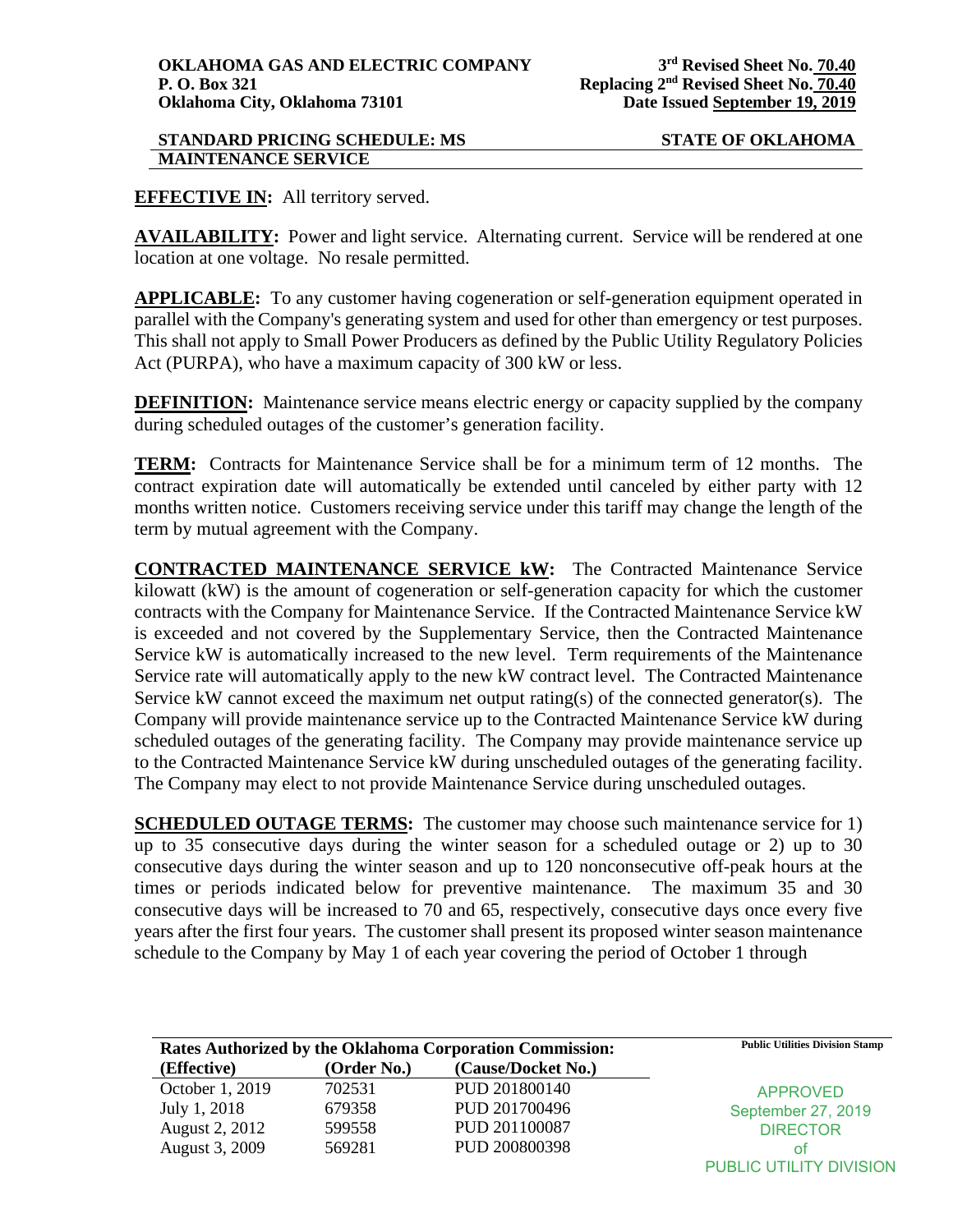**OKLAHOMA GAS AND ELECTRIC COMPANY**
**P. O. Box 321**
**Oklahoma City, Oklahoma 73101**

**3rd Revised Sheet No. 70.40**
**Replacing 2nd Revised Sheet No. 70.40**
**Date Issued September 19, 2019**

**STANDARD PRICING SCHEDULE: MS**
**MAINTENANCE SERVICE**

**STATE OF OKLAHOMA**

**EFFECTIVE IN:** All territory served.

**AVAILABILITY:** Power and light service. Alternating current. Service will be rendered at one location at one voltage. No resale permitted.

**APPLICABLE:** To any customer having cogeneration or self-generation equipment operated in parallel with the Company's generating system and used for other than emergency or test purposes. This shall not apply to Small Power Producers as defined by the Public Utility Regulatory Policies Act (PURPA), who have a maximum capacity of 300 kW or less.

**DEFINITION:** Maintenance service means electric energy or capacity supplied by the company during scheduled outages of the customer's generation facility.

**TERM:** Contracts for Maintenance Service shall be for a minimum term of 12 months. The contract expiration date will automatically be extended until canceled by either party with 12 months written notice. Customers receiving service under this tariff may change the length of the term by mutual agreement with the Company.

**CONTRACTED MAINTENANCE SERVICE kW:** The Contracted Maintenance Service kilowatt (kW) is the amount of cogeneration or self-generation capacity for which the customer contracts with the Company for Maintenance Service. If the Contracted Maintenance Service kW is exceeded and not covered by the Supplementary Service, then the Contracted Maintenance Service kW is automatically increased to the new level. Term requirements of the Maintenance Service rate will automatically apply to the new kW contract level. The Contracted Maintenance Service kW cannot exceed the maximum net output rating(s) of the connected generator(s). The Company will provide maintenance service up to the Contracted Maintenance Service kW during scheduled outages of the generating facility. The Company may provide maintenance service up to the Contracted Maintenance Service kW during unscheduled outages of the generating facility. The Company may elect to not provide Maintenance Service during unscheduled outages.

**SCHEDULED OUTAGE TERMS:** The customer may choose such maintenance service for 1) up to 35 consecutive days during the winter season for a scheduled outage or 2) up to 30 consecutive days during the winter season and up to 120 nonconsecutive off-peak hours at the times or periods indicated below for preventive maintenance. The maximum 35 and 30 consecutive days will be increased to 70 and 65, respectively, consecutive days once every five years after the first four years. The customer shall present its proposed winter season maintenance schedule to the Company by May 1 of each year covering the period of October 1 through

**Rates Authorized by the Oklahoma Corporation Commission:**

| (Effective) | (Order No.) | (Cause/Docket No.) |
|---|---|---|
| October 1, 2019 | 702531 | PUD 201800140 |
| July 1, 2018 | 679358 | PUD 201700496 |
| August 2, 2012 | 599558 | PUD 201100087 |
| August 3, 2009 | 569281 | PUD 200800398 |

**Public Utilities Division Stamp**

APPROVED
September 27, 2019
DIRECTOR
of
PUBLIC UTILITY DIVISION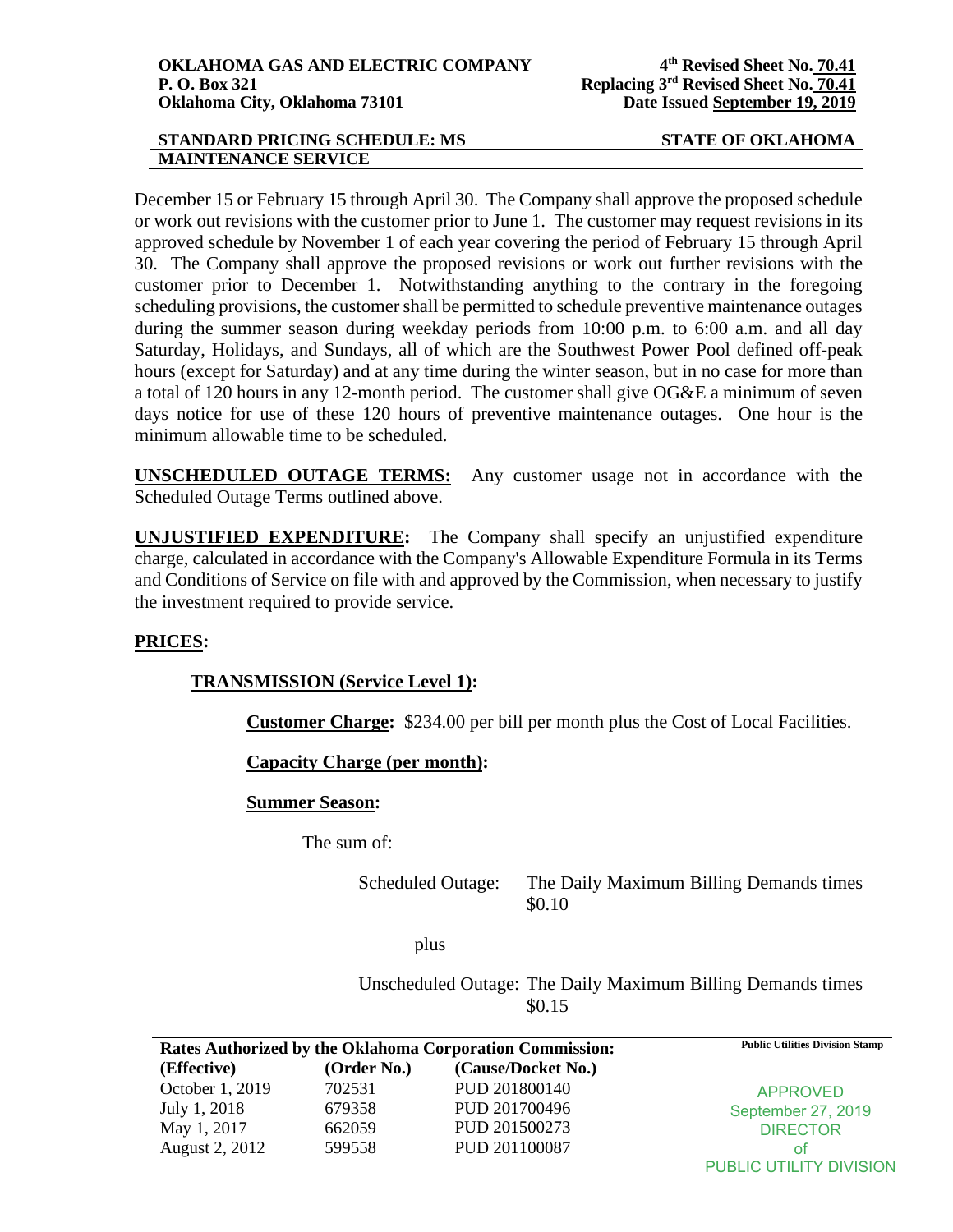December 15 or February 15 through April 30. The Company shall approve the proposed schedule or work out revisions with the customer prior to June 1. The customer may request revisions in its approved schedule by November 1 of each year covering the period of February 15 through April 30. The Company shall approve the proposed revisions or work out further revisions with the customer prior to December 1. Notwithstanding anything to the contrary in the foregoing scheduling provisions, the customer shall be permitted to schedule preventive maintenance outages during the summer season during weekday periods from 10:00 p.m. to 6:00 a.m. and all day Saturday, Holidays, and Sundays, all of which are the Southwest Power Pool defined off-peak hours (except for Saturday) and at any time during the winter season, but in no case for more than a total of 120 hours in any 12-month period. The customer shall give OG&E a minimum of seven days notice for use of these 120 hours of preventive maintenance outages. One hour is the minimum allowable time to be scheduled.

**UNSCHEDULED OUTAGE TERMS:** Any customer usage not in accordance with the Scheduled Outage Terms outlined above.

**UNJUSTIFIED EXPENDITURE:** The Company shall specify an unjustified expenditure charge, calculated in accordance with the Company's Allowable Expenditure Formula in its Terms and Conditions of Service on file with and approved by the Commission, when necessary to justify the investment required to provide service.

**PRICES:**

**TRANSMISSION (Service Level 1):**

**Customer Charge:** $234.00 per bill per month plus the Cost of Local Facilities.

**Capacity Charge (per month):**

**Summer Season:**

The sum of:

Scheduled Outage: The Daily Maximum Billing Demands times $0.10

plus

Unscheduled Outage: The Daily Maximum Billing Demands times $0.15

**Rates Authorized by the Oklahoma Corporation Commission:**

| (Effective) | (Order No.) | (Cause/Docket No.) |
|---|---|---|
| October 1, 2019 | 702531 | PUD 201800140 |
| July 1, 2018 | 679358 | PUD 201700496 |
| May 1, 2017 | 662059 | PUD 201500273 |
| August 2, 2012 | 599558 | PUD 201100087 |

Public Utilities Division Stamp

APPROVED
September 27, 2019
DIRECTOR
of
PUBLIC UTILITY DIVISION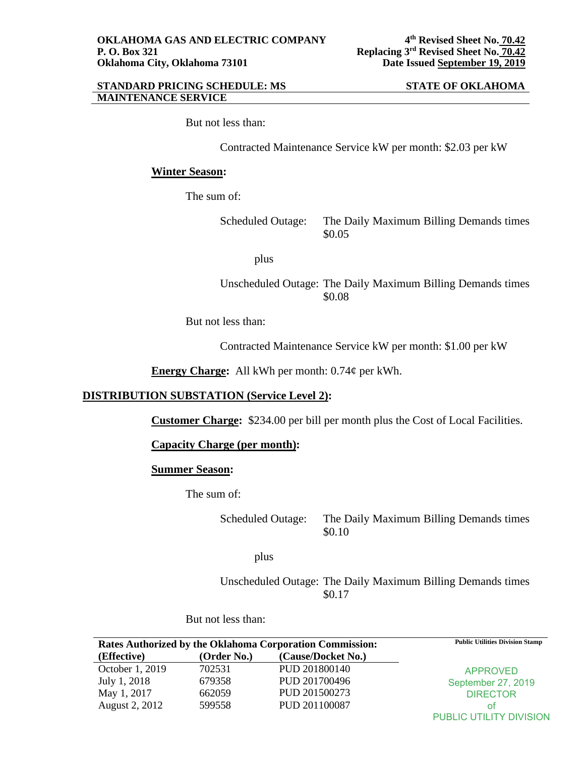But not less than:

Contracted Maintenance Service kW per month: $2.03 per kW

**Winter Season:**

The sum of:

Scheduled Outage: The Daily Maximum Billing Demands times $0.05

plus

Unscheduled Outage: The Daily Maximum Billing Demands times $0.08

But not less than:

Contracted Maintenance Service kW per month: $1.00 per kW

**Energy Charge:** All kWh per month: 0.74¢ per kWh.

**DISTRIBUTION SUBSTATION (Service Level 2):**

**Customer Charge:** $234.00 per bill per month plus the Cost of Local Facilities.

**Capacity Charge (per month):**

**Summer Season:**

The sum of:

Scheduled Outage: The Daily Maximum Billing Demands times $0.10

plus

Unscheduled Outage: The Daily Maximum Billing Demands times $0.17

But not less than:

**Rates Authorized by the Oklahoma Corporation Commission:**

| (Effective) | (Order No.) | (Cause/Docket No.) |
|---|---|---|
| October 1, 2019 | 702531 | PUD 201800140 |
| July 1, 2018 | 679358 | PUD 201700496 |
| May 1, 2017 | 662059 | PUD 201500273 |
| August 2, 2012 | 599558 | PUD 201100087 |

Public Utilities Division Stamp

APPROVED
September 27, 2019
DIRECTOR
of
PUBLIC UTILITY DIVISION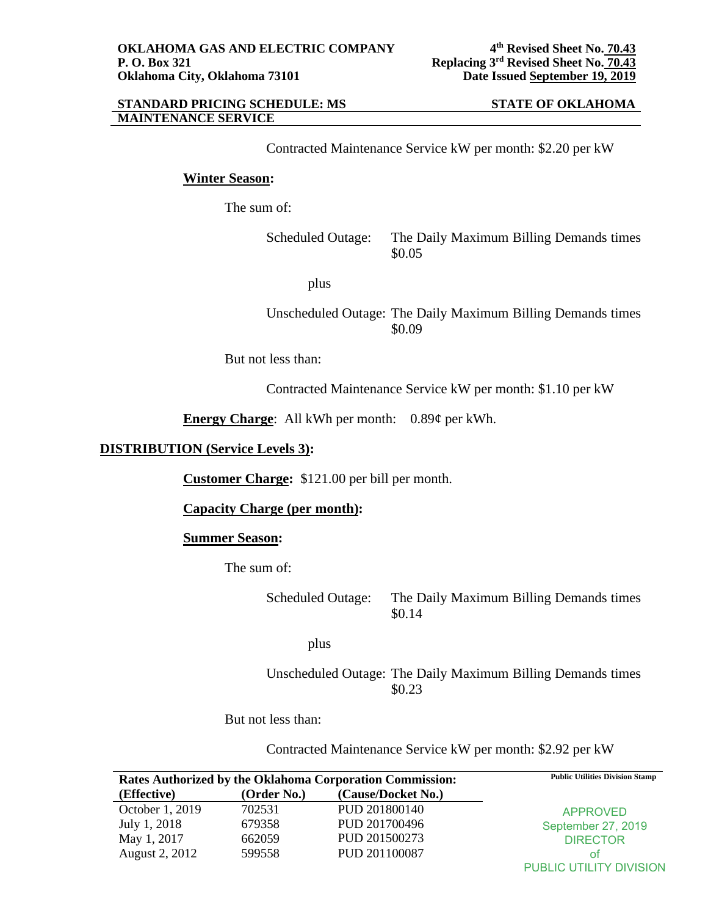**OKLAHOMA GAS AND ELECTRIC COMPANY**
**P. O. Box 321**
**Oklahoma City, Oklahoma 73101**

**4th Revised Sheet No. 70.43**
**Replacing 3rd Revised Sheet No. 70.43**
**Date Issued September 19, 2019**

**STANDARD PRICING SCHEDULE: MS** **STATE OF OKLAHOMA**
**MAINTENANCE SERVICE**

Contracted Maintenance Service kW per month: $2.20 per kW

**Winter Season:**

The sum of:

Scheduled Outage: The Daily Maximum Billing Demands times $0.05

plus

Unscheduled Outage: The Daily Maximum Billing Demands times $0.09

But not less than:

Contracted Maintenance Service kW per month: $1.10 per kW

**Energy Charge**: All kWh per month: 0.89¢ per kWh.

**DISTRIBUTION (Service Levels 3):**

**Customer Charge:** $121.00 per bill per month.

**Capacity Charge (per month):**

**Summer Season:**

The sum of:

Scheduled Outage: The Daily Maximum Billing Demands times $0.14

plus

Unscheduled Outage: The Daily Maximum Billing Demands times $0.23

But not less than:

Contracted Maintenance Service kW per month: $2.92 per kW

**Rates Authorized by the Oklahoma Corporation Commission:**

| (Effective) | (Order No.) | (Cause/Docket No.) |
|---|---|---|
| October 1, 2019 | 702531 | PUD 201800140 |
| July 1, 2018 | 679358 | PUD 201700496 |
| May 1, 2017 | 662059 | PUD 201500273 |
| August 2, 2012 | 599558 | PUD 201100087 |

Public Utilities Division Stamp

APPROVED
September 27, 2019
DIRECTOR
of
PUBLIC UTILITY DIVISION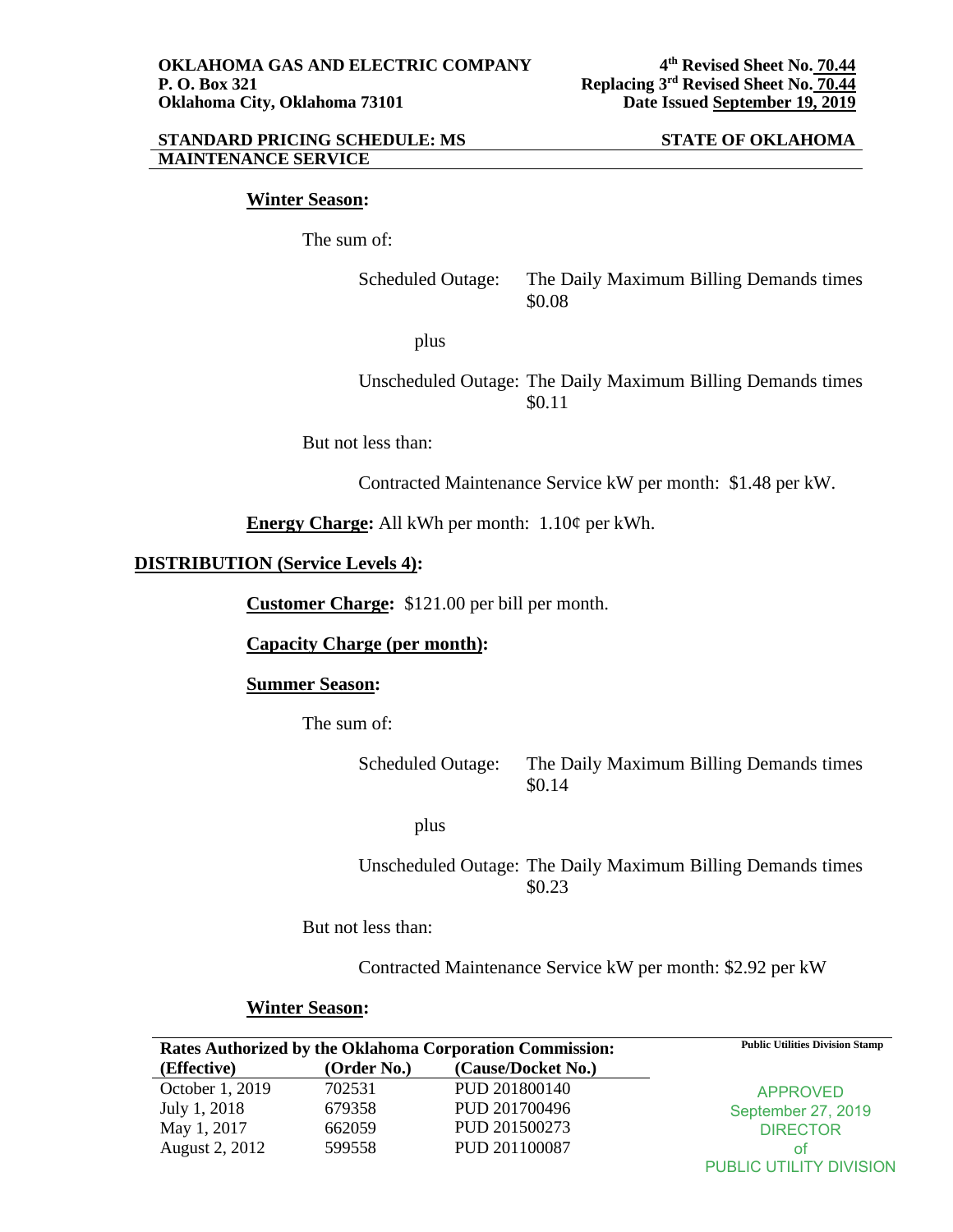**Winter Season:**

The sum of:

Scheduled Outage: The Daily Maximum Billing Demands times $0.08

plus

Unscheduled Outage: The Daily Maximum Billing Demands times $0.11

But not less than:

Contracted Maintenance Service kW per month: $1.48 per kW.

**Energy Charge:** All kWh per month: 1.10¢ per kWh.

**DISTRIBUTION (Service Levels 4):**

**Customer Charge:** $121.00 per bill per month.

**Capacity Charge (per month):**

**Summer Season:**

The sum of:

Scheduled Outage: The Daily Maximum Billing Demands times $0.14

plus

Unscheduled Outage: The Daily Maximum Billing Demands times $0.23

But not less than:

Contracted Maintenance Service kW per month: $2.92 per kW

**Winter Season:**

**Rates Authorized by the Oklahoma Corporation Commission:**

| (Effective) | (Order No.) | (Cause/Docket No.) |
|---|---|---|
| October 1, 2019 | 702531 | PUD 201800140 |
| July 1, 2018 | 679358 | PUD 201700496 |
| May 1, 2017 | 662059 | PUD 201500273 |
| August 2, 2012 | 599558 | PUD 201100087 |

Public Utilities Division Stamp

APPROVED
September 27, 2019
DIRECTOR
of
PUBLIC UTILITY DIVISION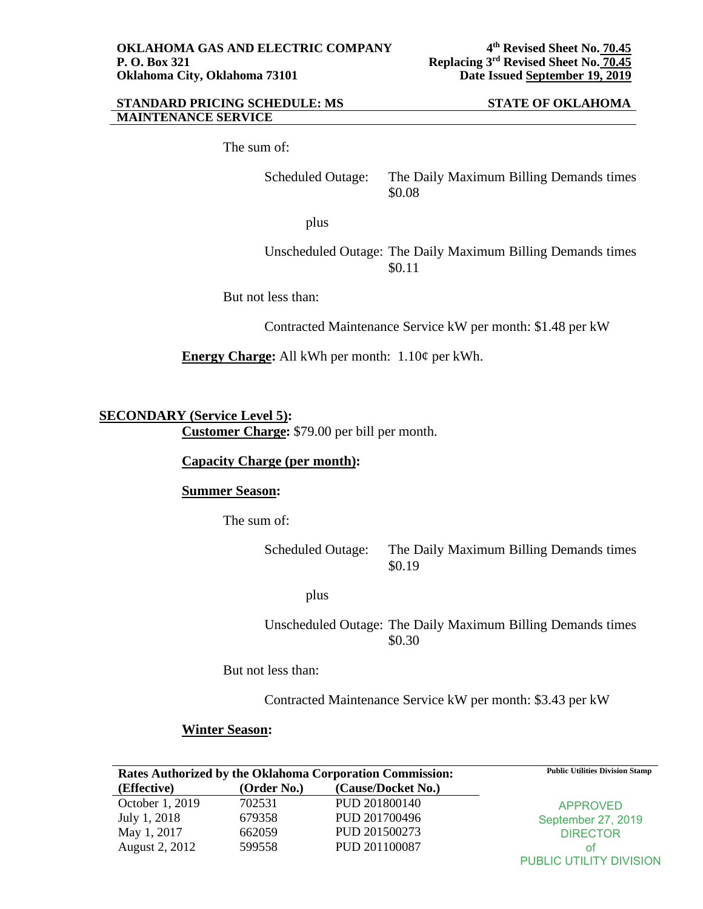**OKLAHOMA GAS AND ELECTRIC COMPANY**
**P. O. Box 321**
**Oklahoma City, Oklahoma 73101**

**4th Revised Sheet No. 70.45**
**Replacing 3rd Revised Sheet No. 70.45**
**Date Issued September 19, 2019**

**STANDARD PRICING SCHEDULE: MS** **STATE OF OKLAHOMA**
**MAINTENANCE SERVICE**

The sum of:

Scheduled Outage: The Daily Maximum Billing Demands times $0.08

plus

Unscheduled Outage: The Daily Maximum Billing Demands times $0.11

But not less than:

Contracted Maintenance Service kW per month: $1.48 per kW

**Energy Charge:** All kWh per month: 1.10¢ per kWh.

**SECONDARY (Service Level 5):**

**Customer Charge:** $79.00 per bill per month.

**Capacity Charge (per month):**

**Summer Season:**

The sum of:

Scheduled Outage: The Daily Maximum Billing Demands times $0.19

plus

Unscheduled Outage: The Daily Maximum Billing Demands times $0.30

But not less than:

Contracted Maintenance Service kW per month: $3.43 per kW

**Winter Season:**

**Rates Authorized by the Oklahoma Corporation Commission:**

| (Effective) | (Order No.) | (Cause/Docket No.) |
|---|---|---|
| October 1, 2019 | 702531 | PUD 201800140 |
| July 1, 2018 | 679358 | PUD 201700496 |
| May 1, 2017 | 662059 | PUD 201500273 |
| August 2, 2012 | 599558 | PUD 201100087 |

**Public Utilities Division Stamp**

APPROVED
September 27, 2019
DIRECTOR
of
PUBLIC UTILITY DIVISION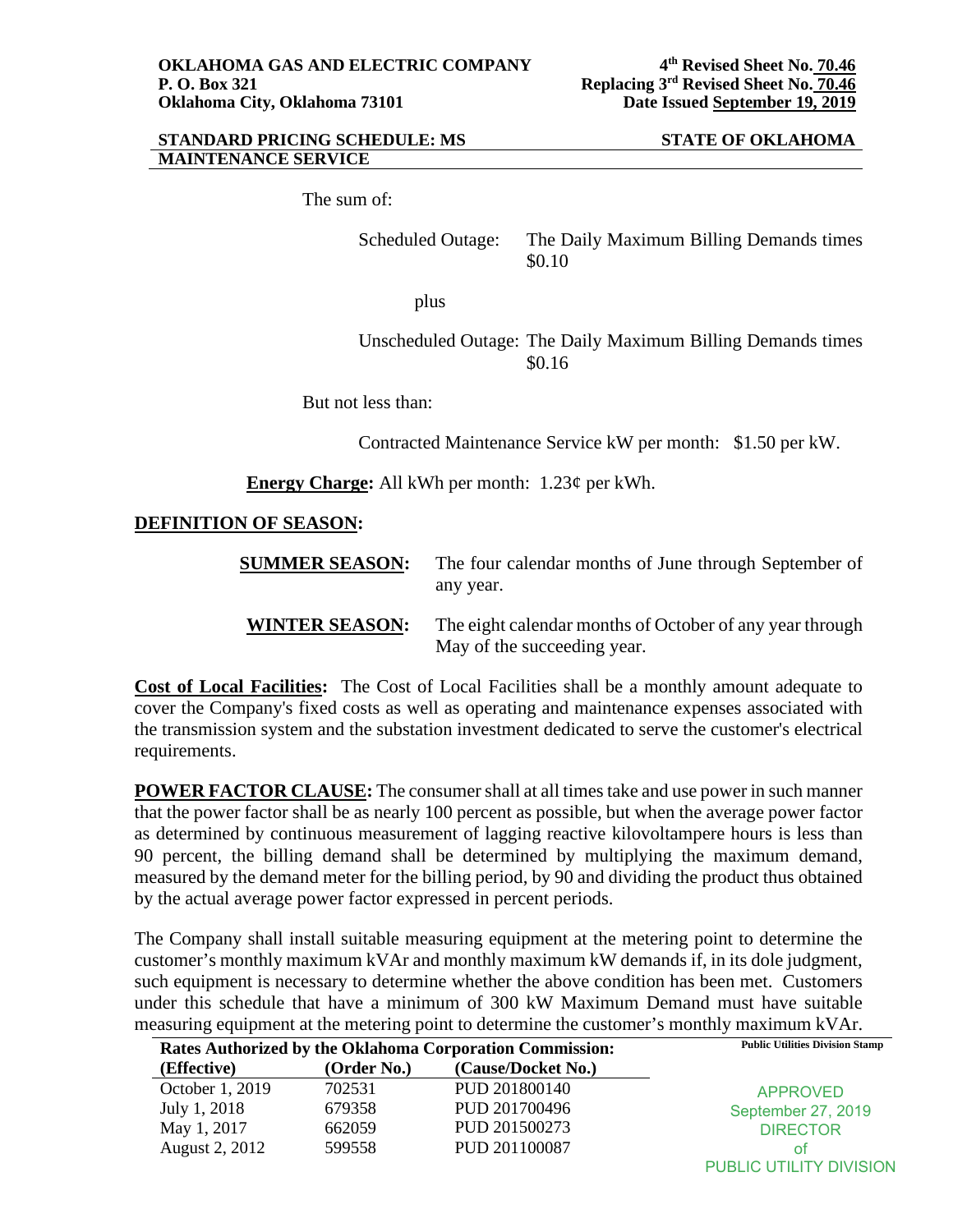The sum of:

Scheduled Outage: The Daily Maximum Billing Demands times $0.10

plus

Unscheduled Outage: The Daily Maximum Billing Demands times $0.16

But not less than:

Contracted Maintenance Service kW per month: $1.50 per kW.

**Energy Charge:** All kWh per month: 1.23¢ per kWh.

**DEFINITION OF SEASON:**

**SUMMER SEASON:** The four calendar months of June through September of any year.

**WINTER SEASON:** The eight calendar months of October of any year through May of the succeeding year.

**Cost of Local Facilities:** The Cost of Local Facilities shall be a monthly amount adequate to cover the Company's fixed costs as well as operating and maintenance expenses associated with the transmission system and the substation investment dedicated to serve the customer's electrical requirements.

**POWER FACTOR CLAUSE:** The consumer shall at all times take and use power in such manner that the power factor shall be as nearly 100 percent as possible, but when the average power factor as determined by continuous measurement of lagging reactive kilovoltampere hours is less than 90 percent, the billing demand shall be determined by multiplying the maximum demand, measured by the demand meter for the billing period, by 90 and dividing the product thus obtained by the actual average power factor expressed in percent periods.

The Company shall install suitable measuring equipment at the metering point to determine the customer's monthly maximum kVAr and monthly maximum kW demands if, in its dole judgment, such equipment is necessary to determine whether the above condition has been met. Customers under this schedule that have a minimum of 300 kW Maximum Demand must have suitable measuring equipment at the metering point to determine the customer's monthly maximum kVAr.

**Rates Authorized by the Oklahoma Corporation Commission:**

| (Effective) | (Order No.) | (Cause/Docket No.) |
|---|---|---|
| October 1, 2019 | 702531 | PUD 201800140 |
| July 1, 2018 | 679358 | PUD 201700496 |
| May 1, 2017 | 662059 | PUD 201500273 |
| August 2, 2012 | 599558 | PUD 201100087 |

Public Utilities Division Stamp

APPROVED
September 27, 2019
DIRECTOR
of
PUBLIC UTILITY DIVISION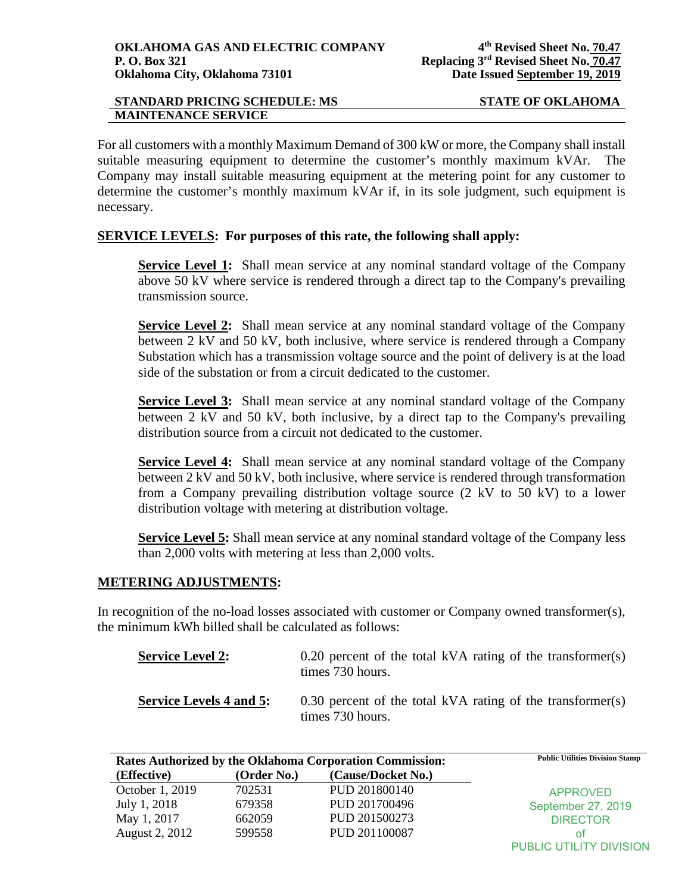For all customers with a monthly Maximum Demand of 300 kW or more, the Company shall install suitable measuring equipment to determine the customer's monthly maximum kVAr. The Company may install suitable measuring equipment at the metering point for any customer to determine the customer's monthly maximum kVAr if, in its sole judgment, such equipment is necessary.

**SERVICE LEVELS: For purposes of this rate, the following shall apply:**

**Service Level 1:** Shall mean service at any nominal standard voltage of the Company above 50 kV where service is rendered through a direct tap to the Company's prevailing transmission source.

**Service Level 2:** Shall mean service at any nominal standard voltage of the Company between 2 kV and 50 kV, both inclusive, where service is rendered through a Company Substation which has a transmission voltage source and the point of delivery is at the load side of the substation or from a circuit dedicated to the customer.

**Service Level 3:** Shall mean service at any nominal standard voltage of the Company between 2 kV and 50 kV, both inclusive, by a direct tap to the Company's prevailing distribution source from a circuit not dedicated to the customer.

**Service Level 4:** Shall mean service at any nominal standard voltage of the Company between 2 kV and 50 kV, both inclusive, where service is rendered through transformation from a Company prevailing distribution voltage source (2 kV to 50 kV) to a lower distribution voltage with metering at distribution voltage.

**Service Level 5:** Shall mean service at any nominal standard voltage of the Company less than 2,000 volts with metering at less than 2,000 volts.

**METERING ADJUSTMENTS:**

In recognition of the no-load losses associated with customer or Company owned transformer(s), the minimum kWh billed shall be calculated as follows:

**Service Level 2:** 0.20 percent of the total kVA rating of the transformer(s) times 730 hours.

**Service Levels 4 and 5:** 0.30 percent of the total kVA rating of the transformer(s) times 730 hours.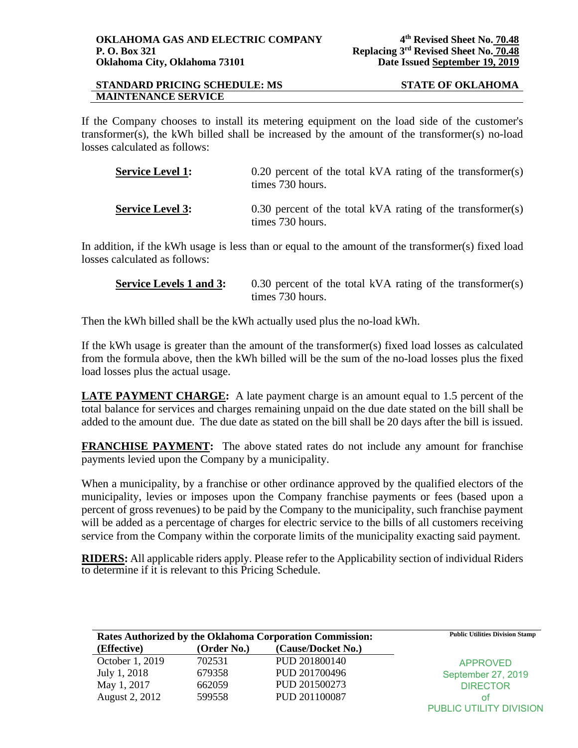If the Company chooses to install its metering equipment on the load side of the customer's transformer(s), the kWh billed shall be increased by the amount of the transformer(s) no-load losses calculated as follows:

**Service Level 1:** 0.20 percent of the total kVA rating of the transformer(s) times 730 hours.

**Service Level 3:** 0.30 percent of the total kVA rating of the transformer(s) times 730 hours.

In addition, if the kWh usage is less than or equal to the amount of the transformer(s) fixed load losses calculated as follows:

**Service Levels 1 and 3:** 0.30 percent of the total kVA rating of the transformer(s) times 730 hours.

Then the kWh billed shall be the kWh actually used plus the no-load kWh.

If the kWh usage is greater than the amount of the transformer(s) fixed load losses as calculated from the formula above, then the kWh billed will be the sum of the no-load losses plus the fixed load losses plus the actual usage.

**LATE PAYMENT CHARGE:** A late payment charge is an amount equal to 1.5 percent of the total balance for services and charges remaining unpaid on the due date stated on the bill shall be added to the amount due. The due date as stated on the bill shall be 20 days after the bill is issued.

**FRANCHISE PAYMENT:** The above stated rates do not include any amount for franchise payments levied upon the Company by a municipality.

When a municipality, by a franchise or other ordinance approved by the qualified electors of the municipality, levies or imposes upon the Company franchise payments or fees (based upon a percent of gross revenues) to be paid by the Company to the municipality, such franchise payment will be added as a percentage of charges for electric service to the bills of all customers receiving service from the Company within the corporate limits of the municipality exacting said payment.

**RIDERS:** All applicable riders apply. Please refer to the Applicability section of individual Riders to determine if it is relevant to this Pricing Schedule.

**Rates Authorized by the Oklahoma Corporation Commission:**

| (Effective) | (Order No.) | (Cause/Docket No.) |
|---|---|---|
| October 1, 2019 | 702531 | PUD 201800140 |
| July 1, 2018 | 679358 | PUD 201700496 |
| May 1, 2017 | 662059 | PUD 201500273 |
| August 2, 2012 | 599558 | PUD 201100087 |

Public Utilities Division Stamp

APPROVED
September 27, 2019
DIRECTOR
of
PUBLIC UTILITY DIVISION